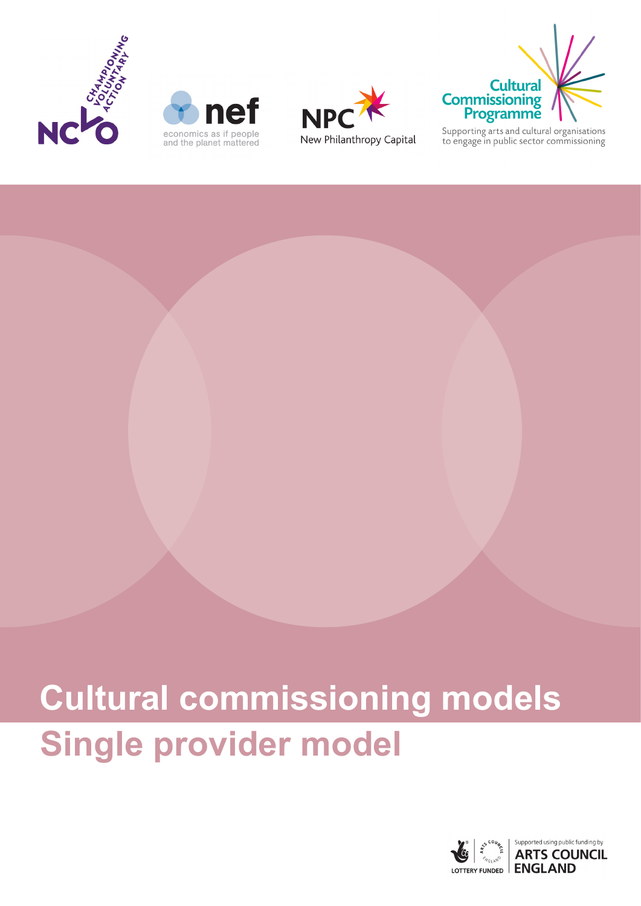NCVO — Championing Voluntary Action

nef — economics as if people and the planet mattered

NPC — New Philanthropy Capital

Cultural Commissioning Programme — Supporting arts and cultural organisations to engage in public sector commissioning

# Cultural commissioning models

## Single provider model

Lottery Funded — Supported using public funding by Arts Council England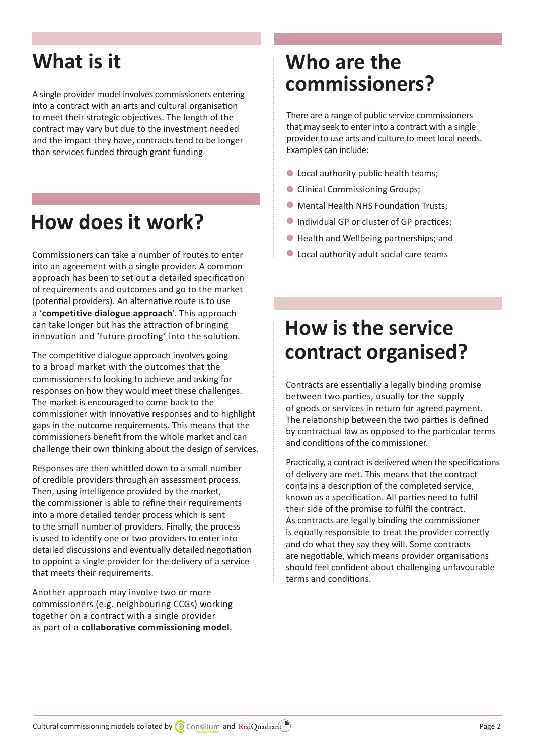## What is it

A single provider model involves commissioners entering into a contract with an arts and cultural organisation to meet their strategic objectives. The length of the contract may vary but due to the investment needed and the impact they have, contracts tend to be longer than services funded through grant funding

## How does it work?

Commissioners can take a number of routes to enter into an agreement with a single provider. A common approach has been to set out a detailed specification of requirements and outcomes and go to the market (potential providers). An alternative route is to use a '**competitive dialogue approach**'. This approach can take longer but has the attraction of bringing innovation and 'future proofing' into the solution.

The competitive dialogue approach involves going to a broad market with the outcomes that the commissioners to looking to achieve and asking for responses on how they would meet these challenges. The market is encouraged to come back to the commissioner with innovative responses and to highlight gaps in the outcome requirements. This means that the commissioners benefit from the whole market and can challenge their own thinking about the design of services.

Responses are then whittled down to a small number of credible providers through an assessment process. Then, using intelligence provided by the market, the commissioner is able to refine their requirements into a more detailed tender process which is sent to the small number of providers. Finally, the process is used to identify one or two providers to enter into detailed discussions and eventually detailed negotiation to appoint a single provider for the delivery of a service that meets their requirements.

Another approach may involve two or more commissioners (e.g. neighbouring CCGs) working together on a contract with a single provider as part of a **collaborative commissioning model**.

## Who are the commissioners?

There are a range of public service commissioners that may seek to enter into a contract with a single provider to use arts and culture to meet local needs. Examples can include:

- Local authority public health teams;
- Clinical Commissioning Groups;
- Mental Health NHS Foundation Trusts;
- Individual GP or cluster of GP practices;
- Health and Wellbeing partnerships; and
- Local authority adult social care teams

## How is the service contract organised?

Contracts are essentially a legally binding promise between two parties, usually for the supply of goods or services in return for agreed payment. The relationship between the two parties is defined by contractual law as opposed to the particular terms and conditions of the commissioner.

Practically, a contract is delivered when the specifications of delivery are met. This means that the contract contains a description of the completed service, known as a specification. All parties need to fulfil their side of the promise to fulfil the contract. As contracts are legally binding the commissioner is equally responsible to treat the provider correctly and do what they say they will. Some contracts are negotiable, which means provider organisations should feel confident about challenging unfavourable terms and conditions.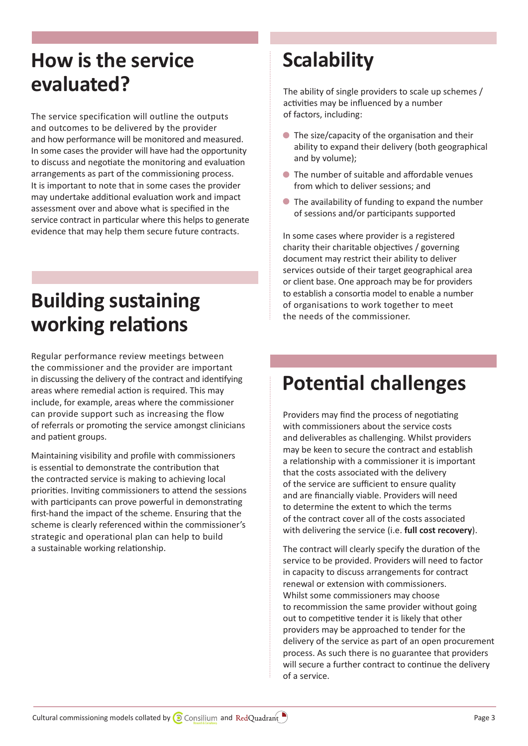## How is the service evaluated?

The service specification will outline the outputs and outcomes to be delivered by the provider and how performance will be monitored and measured. In some cases the provider will have had the opportunity to discuss and negotiate the monitoring and evaluation arrangements as part of the commissioning process. It is important to note that in some cases the provider may undertake additional evaluation work and impact assessment over and above what is specified in the service contract in particular where this helps to generate evidence that may help them secure future contracts.

## Building sustaining working relations

Regular performance review meetings between the commissioner and the provider are important in discussing the delivery of the contract and identifying areas where remedial action is required. This may include, for example, areas where the commissioner can provide support such as increasing the flow of referrals or promoting the service amongst clinicians and patient groups.

Maintaining visibility and profile with commissioners is essential to demonstrate the contribution that the contracted service is making to achieving local priorities. Inviting commissioners to attend the sessions with participants can prove powerful in demonstrating first-hand the impact of the scheme. Ensuring that the scheme is clearly referenced within the commissioner's strategic and operational plan can help to build a sustainable working relationship.

## Scalability

The ability of single providers to scale up schemes / activities may be influenced by a number of factors, including:

- The size/capacity of the organisation and their ability to expand their delivery (both geographical and by volume);
- The number of suitable and affordable venues from which to deliver sessions; and
- The availability of funding to expand the number of sessions and/or participants supported

In some cases where provider is a registered charity their charitable objectives / governing document may restrict their ability to deliver services outside of their target geographical area or client base. One approach may be for providers to establish a consortia model to enable a number of organisations to work together to meet the needs of the commissioner.

## Potential challenges

Providers may find the process of negotiating with commissioners about the service costs and deliverables as challenging. Whilst providers may be keen to secure the contract and establish a relationship with a commissioner it is important that the costs associated with the delivery of the service are sufficient to ensure quality and are financially viable. Providers will need to determine the extent to which the terms of the contract cover all of the costs associated with delivering the service (i.e. **full cost recovery**).

The contract will clearly specify the duration of the service to be provided. Providers will need to factor in capacity to discuss arrangements for contract renewal or extension with commissioners. Whilst some commissioners may choose to recommission the same provider without going out to competitive tender it is likely that other providers may be approached to tender for the delivery of the service as part of an open procurement process. As such there is no guarantee that providers will secure a further contract to continue the delivery of a service.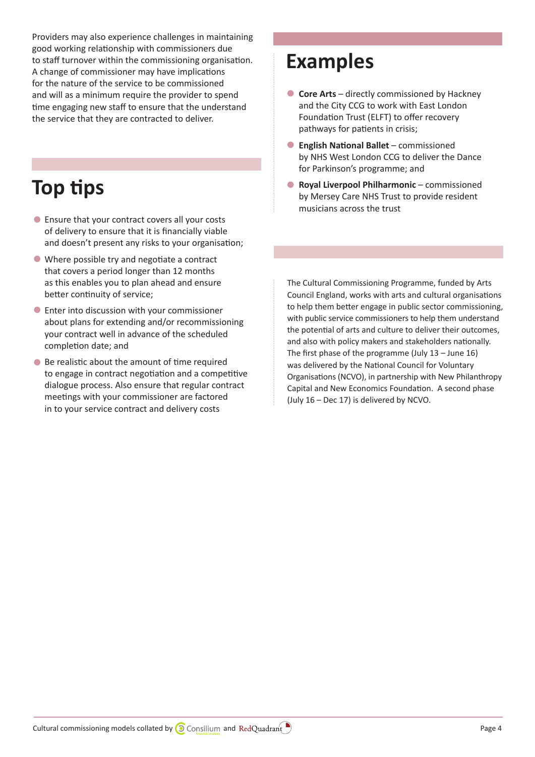Providers may also experience challenges in maintaining good working relationship with commissioners due to staff turnover within the commissioning organisation. A change of commissioner may have implications for the nature of the service to be commissioned and will as a minimum require the provider to spend time engaging new staff to ensure that the understand the service that they are contracted to deliver.

## Top tips

- Ensure that your contract covers all your costs of delivery to ensure that it is financially viable and doesn't present any risks to your organisation;
- Where possible try and negotiate a contract that covers a period longer than 12 months as this enables you to plan ahead and ensure better continuity of service;
- Enter into discussion with your commissioner about plans for extending and/or recommissioning your contract well in advance of the scheduled completion date; and
- Be realistic about the amount of time required to engage in contract negotiation and a competitive dialogue process. Also ensure that regular contract meetings with your commissioner are factored in to your service contract and delivery costs

## Examples

- **Core Arts** – directly commissioned by Hackney and the City CCG to work with East London Foundation Trust (ELFT) to offer recovery pathways for patients in crisis;
- **English National Ballet** – commissioned by NHS West London CCG to deliver the Dance for Parkinson's programme; and
- **Royal Liverpool Philharmonic** – commissioned by Mersey Care NHS Trust to provide resident musicians across the trust

The Cultural Commissioning Programme, funded by Arts Council England, works with arts and cultural organisations to help them better engage in public sector commissioning, with public service commissioners to help them understand the potential of arts and culture to deliver their outcomes, and also with policy makers and stakeholders nationally. The first phase of the programme (July 13 – June 16) was delivered by the National Council for Voluntary Organisations (NCVO), in partnership with New Philanthropy Capital and New Economics Foundation. A second phase (July 16 – Dec 17) is delivered by NCVO.